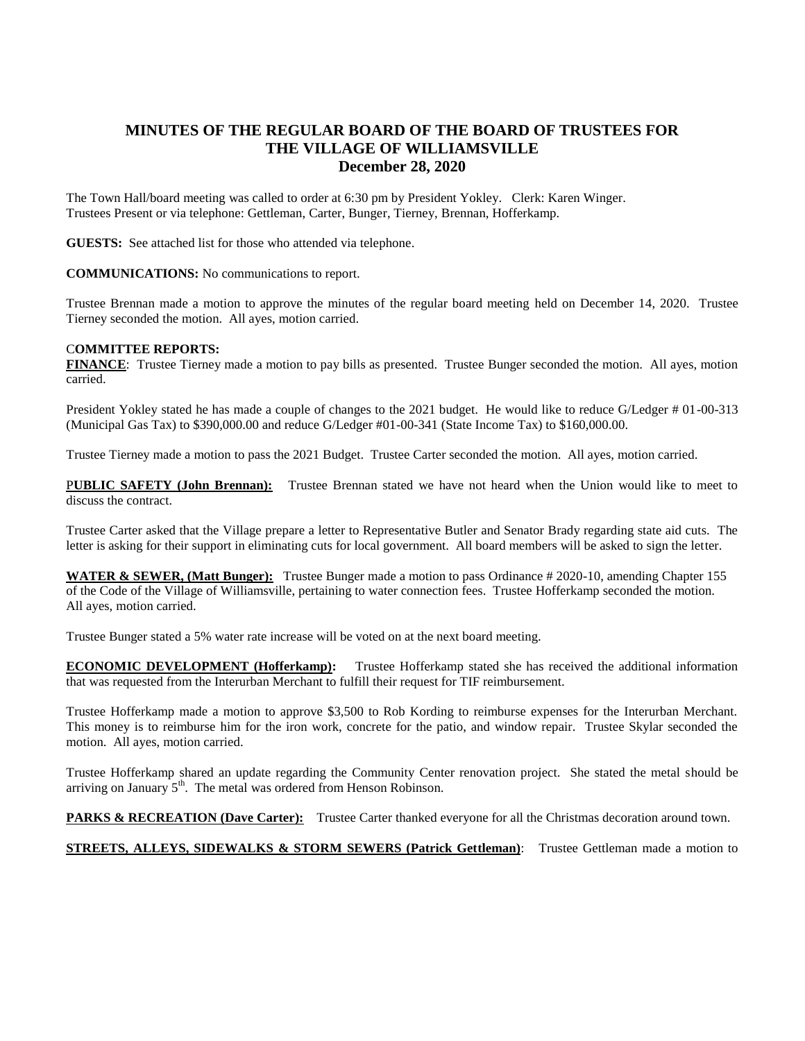# MINUTES OF THE REGULAR BOARD OF THE BOARD OF TRUSTEES FOR THE VILLAGE OF WILLIAMSVILLE
## December 28, 2020

The Town Hall/board meeting was called to order at 6:30 pm by President Yokley. Clerk: Karen Winger.
Trustees Present or via telephone: Gettleman, Carter, Bunger, Tierney, Brennan, Hofferkamp.

**GUESTS:** See attached list for those who attended via telephone.

**COMMUNICATIONS:** No communications to report.

Trustee Brennan made a motion to approve the minutes of the regular board meeting held on December 14, 2020. Trustee Tierney seconded the motion. All ayes, motion carried.

**COMMITTEE REPORTS:**

**FINANCE**: Trustee Tierney made a motion to pay bills as presented. Trustee Bunger seconded the motion. All ayes, motion carried.

President Yokley stated he has made a couple of changes to the 2021 budget. He would like to reduce G/Ledger # 01-00-313 (Municipal Gas Tax) to $390,000.00 and reduce G/Ledger #01-00-341 (State Income Tax) to $160,000.00.

Trustee Tierney made a motion to pass the 2021 Budget. Trustee Carter seconded the motion. All ayes, motion carried.

**PUBLIC SAFETY (John Brennan):** Trustee Brennan stated we have not heard when the Union would like to meet to discuss the contract.

Trustee Carter asked that the Village prepare a letter to Representative Butler and Senator Brady regarding state aid cuts. The letter is asking for their support in eliminating cuts for local government. All board members will be asked to sign the letter.

**WATER & SEWER, (Matt Bunger):** Trustee Bunger made a motion to pass Ordinance # 2020-10, amending Chapter 155 of the Code of the Village of Williamsville, pertaining to water connection fees. Trustee Hofferkamp seconded the motion. All ayes, motion carried.

Trustee Bunger stated a 5% water rate increase will be voted on at the next board meeting.

**ECONOMIC DEVELOPMENT (Hofferkamp):** Trustee Hofferkamp stated she has received the additional information that was requested from the Interurban Merchant to fulfill their request for TIF reimbursement.

Trustee Hofferkamp made a motion to approve $3,500 to Rob Kording to reimburse expenses for the Interurban Merchant. This money is to reimburse him for the iron work, concrete for the patio, and window repair. Trustee Skylar seconded the motion. All ayes, motion carried.

Trustee Hofferkamp shared an update regarding the Community Center renovation project. She stated the metal should be arriving on January 5th. The metal was ordered from Henson Robinson.

**PARKS & RECREATION (Dave Carter):** Trustee Carter thanked everyone for all the Christmas decoration around town.

**STREETS, ALLEYS, SIDEWALKS & STORM SEWERS (Patrick Gettleman)**: Trustee Gettleman made a motion to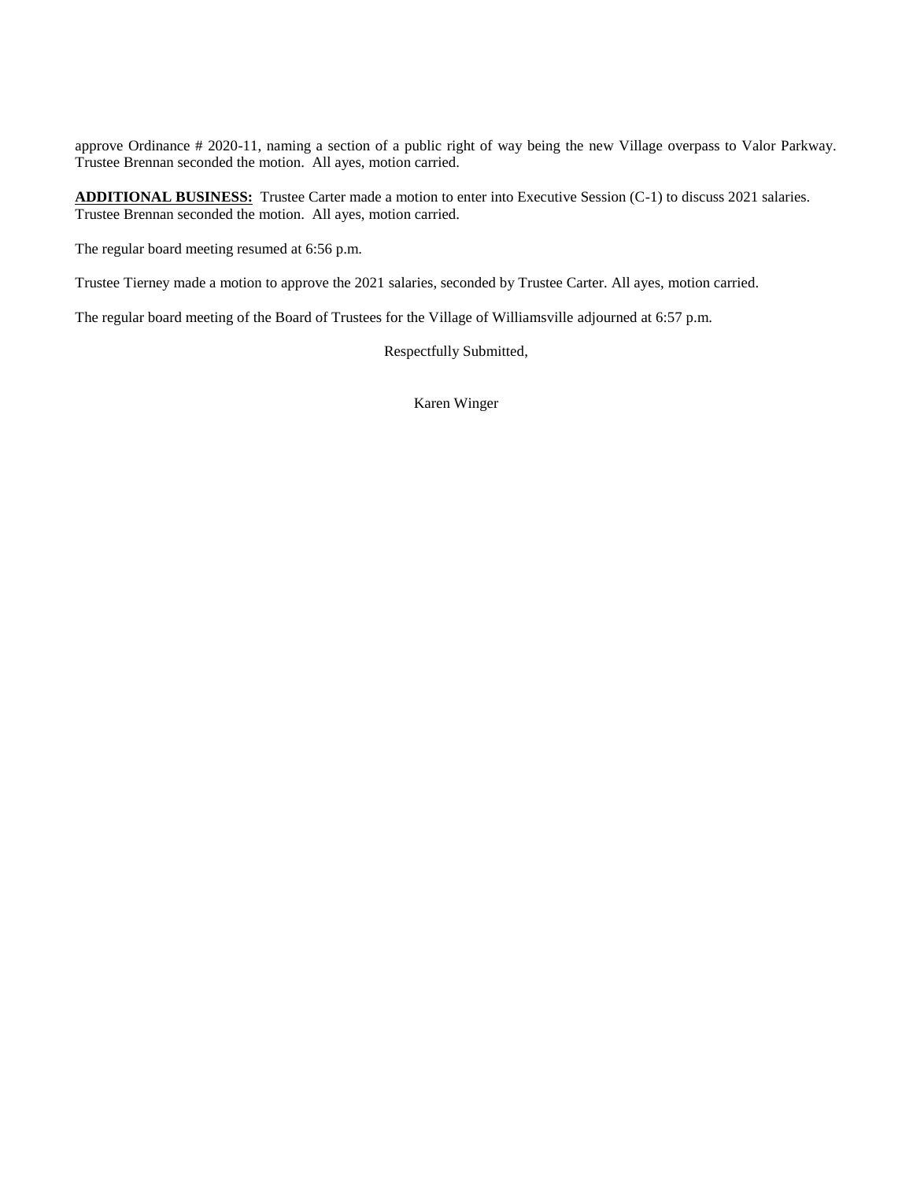approve Ordinance # 2020-11, naming a section of a public right of way being the new Village overpass to Valor Parkway. Trustee Brennan seconded the motion. All ayes, motion carried.

**ADDITIONAL BUSINESS:** Trustee Carter made a motion to enter into Executive Session (C-1) to discuss 2021 salaries. Trustee Brennan seconded the motion. All ayes, motion carried.

The regular board meeting resumed at 6:56 p.m.

Trustee Tierney made a motion to approve the 2021 salaries, seconded by Trustee Carter. All ayes, motion carried.

The regular board meeting of the Board of Trustees for the Village of Williamsville adjourned at 6:57 p.m.

Respectfully Submitted,

Karen Winger